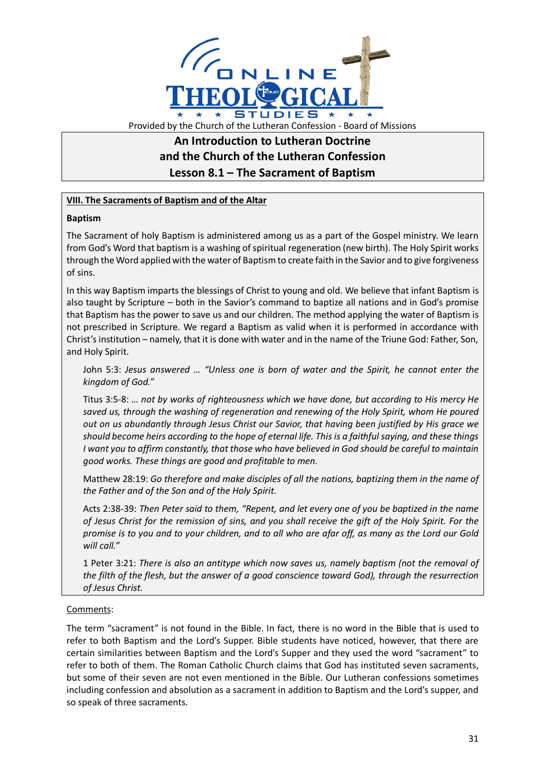Provided by the Church of the Lutheran Confession - Board of Missions

# An Introduction to Lutheran Doctrine and the Church of the Lutheran Confession

## Lesson 8.1 – The Sacrament of Baptism

### VIII. The Sacraments of Baptism and of the Altar

**Baptism**

The Sacrament of holy Baptism is administered among us as a part of the Gospel ministry. We learn from God's Word that baptism is a washing of spiritual regeneration (new birth). The Holy Spirit works through the Word applied with the water of Baptism to create faith in the Savior and to give forgiveness of sins.

In this way Baptism imparts the blessings of Christ to young and old. We believe that infant Baptism is also taught by Scripture – both in the Savior's command to baptize all nations and in God's promise that Baptism has the power to save us and our children. The method applying the water of Baptism is not prescribed in Scripture. We regard a Baptism as valid when it is performed in accordance with Christ's institution – namely, that it is done with water and in the name of the Triune God: Father, Son, and Holy Spirit.

> John 5:3: *Jesus answered … "Unless one is born of water and the Spirit, he cannot enter the kingdom of God."*
>
> Titus 3:5-8: *… not by works of righteousness which we have done, but according to His mercy He saved us, through the washing of regeneration and renewing of the Holy Spirit, whom He poured out on us abundantly through Jesus Christ our Savior, that having been justified by His grace we should become heirs according to the hope of eternal life. This is a faithful saying, and these things I want you to affirm constantly, that those who have believed in God should be careful to maintain good works. These things are good and profitable to men.*
>
> Matthew 28:19: *Go therefore and make disciples of all the nations, baptizing them in the name of the Father and of the Son and of the Holy Spirit.*
>
> Acts 2:38-39: *Then Peter said to them, "Repent, and let every one of you be baptized in the name of Jesus Christ for the remission of sins, and you shall receive the gift of the Holy Spirit. For the promise is to you and to your children, and to all who are afar off, as many as the Lord our Gold will call."*
>
> 1 Peter 3:21: *There is also an antitype which now saves us, namely baptism (not the removal of the filth of the flesh, but the answer of a good conscience toward God), through the resurrection of Jesus Christ.*

Comments:

The term "sacrament" is not found in the Bible. In fact, there is no word in the Bible that is used to refer to both Baptism and the Lord's Supper. Bible students have noticed, however, that there are certain similarities between Baptism and the Lord's Supper and they used the word "sacrament" to refer to both of them. The Roman Catholic Church claims that God has instituted seven sacraments, but some of their seven are not even mentioned in the Bible. Our Lutheran confessions sometimes including confession and absolution as a sacrament in addition to Baptism and the Lord's supper, and so speak of three sacraments.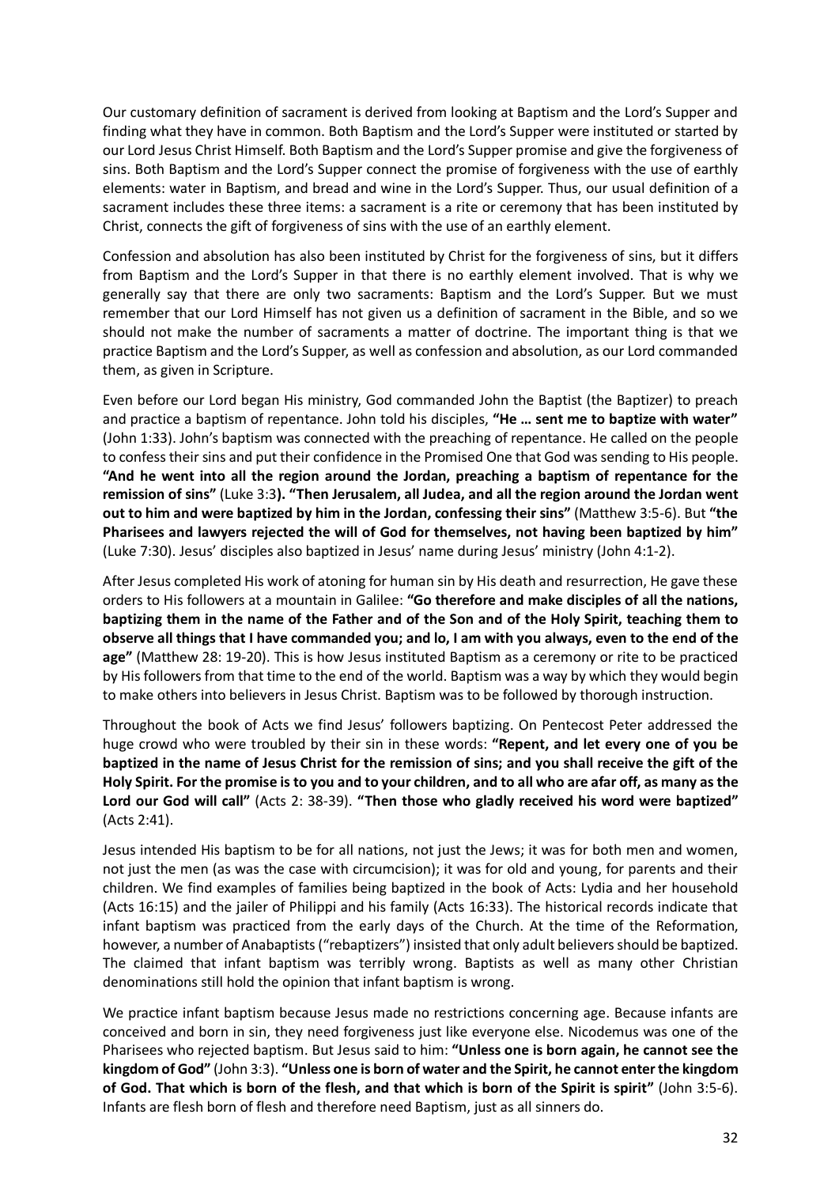Our customary definition of sacrament is derived from looking at Baptism and the Lord's Supper and finding what they have in common. Both Baptism and the Lord's Supper were instituted or started by our Lord Jesus Christ Himself. Both Baptism and the Lord's Supper promise and give the forgiveness of sins. Both Baptism and the Lord's Supper connect the promise of forgiveness with the use of earthly elements: water in Baptism, and bread and wine in the Lord's Supper. Thus, our usual definition of a sacrament includes these three items: a sacrament is a rite or ceremony that has been instituted by Christ, connects the gift of forgiveness of sins with the use of an earthly element.

Confession and absolution has also been instituted by Christ for the forgiveness of sins, but it differs from Baptism and the Lord's Supper in that there is no earthly element involved. That is why we generally say that there are only two sacraments: Baptism and the Lord's Supper. But we must remember that our Lord Himself has not given us a definition of sacrament in the Bible, and so we should not make the number of sacraments a matter of doctrine. The important thing is that we practice Baptism and the Lord's Supper, as well as confession and absolution, as our Lord commanded them, as given in Scripture.

Even before our Lord began His ministry, God commanded John the Baptist (the Baptizer) to preach and practice a baptism of repentance. John told his disciples, **"He … sent me to baptize with water"** (John 1:33). John's baptism was connected with the preaching of repentance. He called on the people to confess their sins and put their confidence in the Promised One that God was sending to His people. **"And he went into all the region around the Jordan, preaching a baptism of repentance for the remission of sins"** (Luke 3:3**). "Then Jerusalem, all Judea, and all the region around the Jordan went out to him and were baptized by him in the Jordan, confessing their sins"** (Matthew 3:5-6). But **"the Pharisees and lawyers rejected the will of God for themselves, not having been baptized by him"** (Luke 7:30). Jesus' disciples also baptized in Jesus' name during Jesus' ministry (John 4:1-2).

After Jesus completed His work of atoning for human sin by His death and resurrection, He gave these orders to His followers at a mountain in Galilee: **"Go therefore and make disciples of all the nations, baptizing them in the name of the Father and of the Son and of the Holy Spirit, teaching them to observe all things that I have commanded you; and lo, I am with you always, even to the end of the age"** (Matthew 28: 19-20). This is how Jesus instituted Baptism as a ceremony or rite to be practiced by His followers from that time to the end of the world. Baptism was a way by which they would begin to make others into believers in Jesus Christ. Baptism was to be followed by thorough instruction.

Throughout the book of Acts we find Jesus' followers baptizing. On Pentecost Peter addressed the huge crowd who were troubled by their sin in these words: **"Repent, and let every one of you be baptized in the name of Jesus Christ for the remission of sins; and you shall receive the gift of the Holy Spirit. For the promise is to you and to your children, and to all who are afar off, as many as the Lord our God will call"** (Acts 2: 38-39). **"Then those who gladly received his word were baptized"** (Acts 2:41).

Jesus intended His baptism to be for all nations, not just the Jews; it was for both men and women, not just the men (as was the case with circumcision); it was for old and young, for parents and their children. We find examples of families being baptized in the book of Acts: Lydia and her household (Acts 16:15) and the jailer of Philippi and his family (Acts 16:33). The historical records indicate that infant baptism was practiced from the early days of the Church. At the time of the Reformation, however, a number of Anabaptists ("rebaptizers") insisted that only adult believers should be baptized. The claimed that infant baptism was terribly wrong. Baptists as well as many other Christian denominations still hold the opinion that infant baptism is wrong.

We practice infant baptism because Jesus made no restrictions concerning age. Because infants are conceived and born in sin, they need forgiveness just like everyone else. Nicodemus was one of the Pharisees who rejected baptism. But Jesus said to him: **"Unless one is born again, he cannot see the kingdom of God"** (John 3:3). **"Unless one is born of water and the Spirit, he cannot enter the kingdom of God. That which is born of the flesh, and that which is born of the Spirit is spirit"** (John 3:5-6). Infants are flesh born of flesh and therefore need Baptism, just as all sinners do.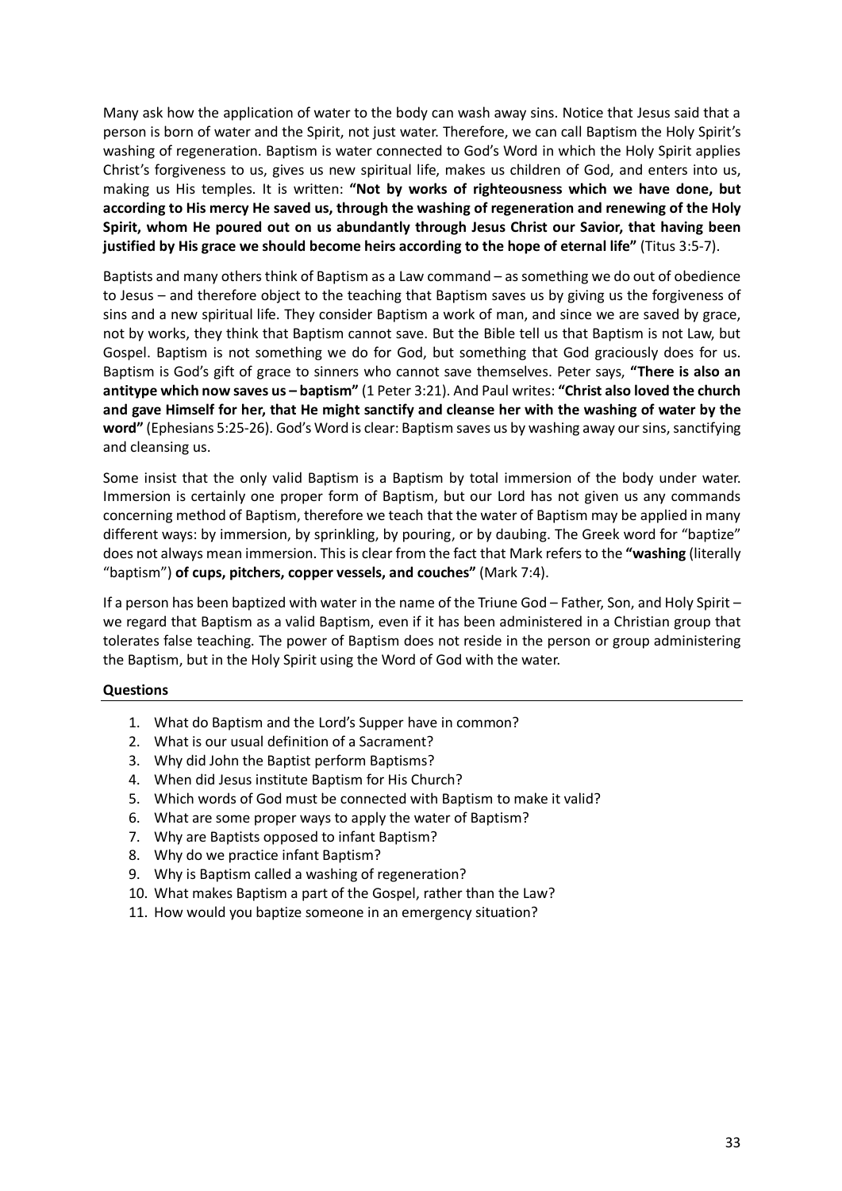Many ask how the application of water to the body can wash away sins. Notice that Jesus said that a person is born of water and the Spirit, not just water. Therefore, we can call Baptism the Holy Spirit's washing of regeneration. Baptism is water connected to God's Word in which the Holy Spirit applies Christ's forgiveness to us, gives us new spiritual life, makes us children of God, and enters into us, making us His temples. It is written: **"Not by works of righteousness which we have done, but according to His mercy He saved us, through the washing of regeneration and renewing of the Holy Spirit, whom He poured out on us abundantly through Jesus Christ our Savior, that having been justified by His grace we should become heirs according to the hope of eternal life"** (Titus 3:5-7).

Baptists and many others think of Baptism as a Law command – as something we do out of obedience to Jesus – and therefore object to the teaching that Baptism saves us by giving us the forgiveness of sins and a new spiritual life. They consider Baptism a work of man, and since we are saved by grace, not by works, they think that Baptism cannot save. But the Bible tell us that Baptism is not Law, but Gospel. Baptism is not something we do for God, but something that God graciously does for us. Baptism is God's gift of grace to sinners who cannot save themselves. Peter says, **"There is also an antitype which now saves us – baptism"** (1 Peter 3:21). And Paul writes: **"Christ also loved the church and gave Himself for her, that He might sanctify and cleanse her with the washing of water by the word"** (Ephesians 5:25-26). God's Word is clear: Baptism saves us by washing away our sins, sanctifying and cleansing us.

Some insist that the only valid Baptism is a Baptism by total immersion of the body under water. Immersion is certainly one proper form of Baptism, but our Lord has not given us any commands concerning method of Baptism, therefore we teach that the water of Baptism may be applied in many different ways: by immersion, by sprinkling, by pouring, or by daubing. The Greek word for "baptize" does not always mean immersion. This is clear from the fact that Mark refers to the **"washing** (literally "baptism") **of cups, pitchers, copper vessels, and couches"** (Mark 7:4).

If a person has been baptized with water in the name of the Triune God – Father, Son, and Holy Spirit – we regard that Baptism as a valid Baptism, even if it has been administered in a Christian group that tolerates false teaching. The power of Baptism does not reside in the person or group administering the Baptism, but in the Holy Spirit using the Word of God with the water.

**Questions**

1. What do Baptism and the Lord's Supper have in common?
2. What is our usual definition of a Sacrament?
3. Why did John the Baptist perform Baptisms?
4. When did Jesus institute Baptism for His Church?
5. Which words of God must be connected with Baptism to make it valid?
6. What are some proper ways to apply the water of Baptism?
7. Why are Baptists opposed to infant Baptism?
8. Why do we practice infant Baptism?
9. Why is Baptism called a washing of regeneration?
10. What makes Baptism a part of the Gospel, rather than the Law?
11. How would you baptize someone in an emergency situation?